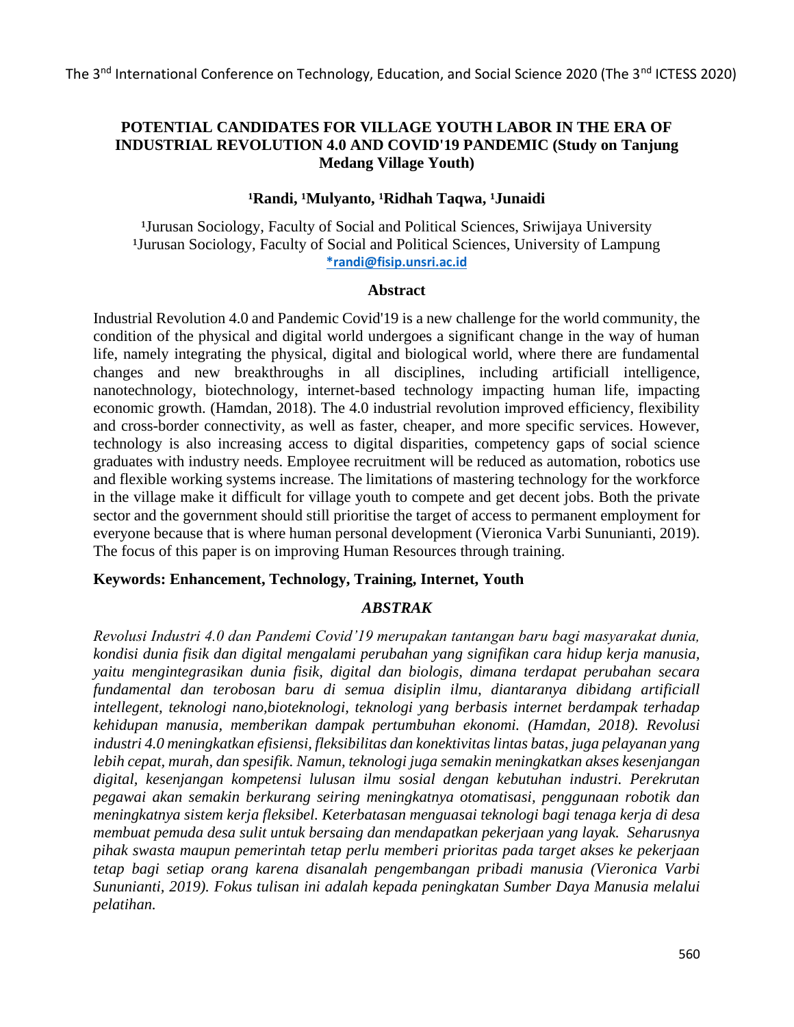# POTENTIAL CANDIDATES FOR VILLAGE YOUTH LABOR IN THE ERA OF INDUSTRIAL REVOLUTION 4.0 AND COVID'19 PANDEMIC (Study on Tanjung Medang Village Youth)

**[1]Randi, [1]Mulyanto, [1]Ridhah Taqwa, [1]Junaidi**

[1]Jurusan Sociology, Faculty of Social and Political Sciences, Sriwijaya University
[1]Jurusan Sociology, Faculty of Social and Political Sciences, University of Lampung
*randi@fisip.unsri.ac.id

## Abstract

Industrial Revolution 4.0 and Pandemic Covid'19 is a new challenge for the world community, the condition of the physical and digital world undergoes a significant change in the way of human life, namely integrating the physical, digital and biological world, where there are fundamental changes and new breakthroughs in all disciplines, including artificiall intelligence, nanotechnology, biotechnology, internet-based technology impacting human life, impacting economic growth. (Hamdan, 2018). The 4.0 industrial revolution improved efficiency, flexibility and cross-border connectivity, as well as faster, cheaper, and more specific services. However, technology is also increasing access to digital disparities, competency gaps of social science graduates with industry needs. Employee recruitment will be reduced as automation, robotics use and flexible working systems increase. The limitations of mastering technology for the workforce in the village make it difficult for village youth to compete and get decent jobs. Both the private sector and the government should still prioritise the target of access to permanent employment for everyone because that is where human personal development (Vieronica Varbi Sununianti, 2019). The focus of this paper is on improving Human Resources through training.

**Keywords: Enhancement, Technology, Training, Internet, Youth**

## *ABSTRAK*

*Revolusi Industri 4.0 dan Pandemi Covid'19 merupakan tantangan baru bagi masyarakat dunia, kondisi dunia fisik dan digital mengalami perubahan yang signifikan cara hidup kerja manusia, yaitu mengintegrasikan dunia fisik, digital dan biologis, dimana terdapat perubahan secara fundamental dan terobosan baru di semua disiplin ilmu, diantaranya dibidang artificiall intellegent, teknologi nano,bioteknologi, teknologi yang berbasis internet berdampak terhadap kehidupan manusia, memberikan dampak pertumbuhan ekonomi. (Hamdan, 2018). Revolusi industri 4.0 meningkatkan efisiensi, fleksibilitas dan konektivitas lintas batas, juga pelayanan yang lebih cepat, murah, dan spesifik. Namun, teknologi juga semakin meningkatkan akses kesenjangan digital, kesenjangan kompetensi lulusan ilmu sosial dengan kebutuhan industri. Perekrutan pegawai akan semakin berkurang seiring meningkatnya otomatisasi, penggunaan robotik dan meningkatnya sistem kerja fleksibel. Keterbatasan menguasai teknologi bagi tenaga kerja di desa membuat pemuda desa sulit untuk bersaing dan mendapatkan pekerjaan yang layak. Seharusnya pihak swasta maupun pemerintah tetap perlu memberi prioritas pada target akses ke pekerjaan tetap bagi setiap orang karena disanalah pengembangan pribadi manusia (Vieronica Varbi Sununianti, 2019). Fokus tulisan ini adalah kepada peningkatan Sumber Daya Manusia melalui pelatihan.*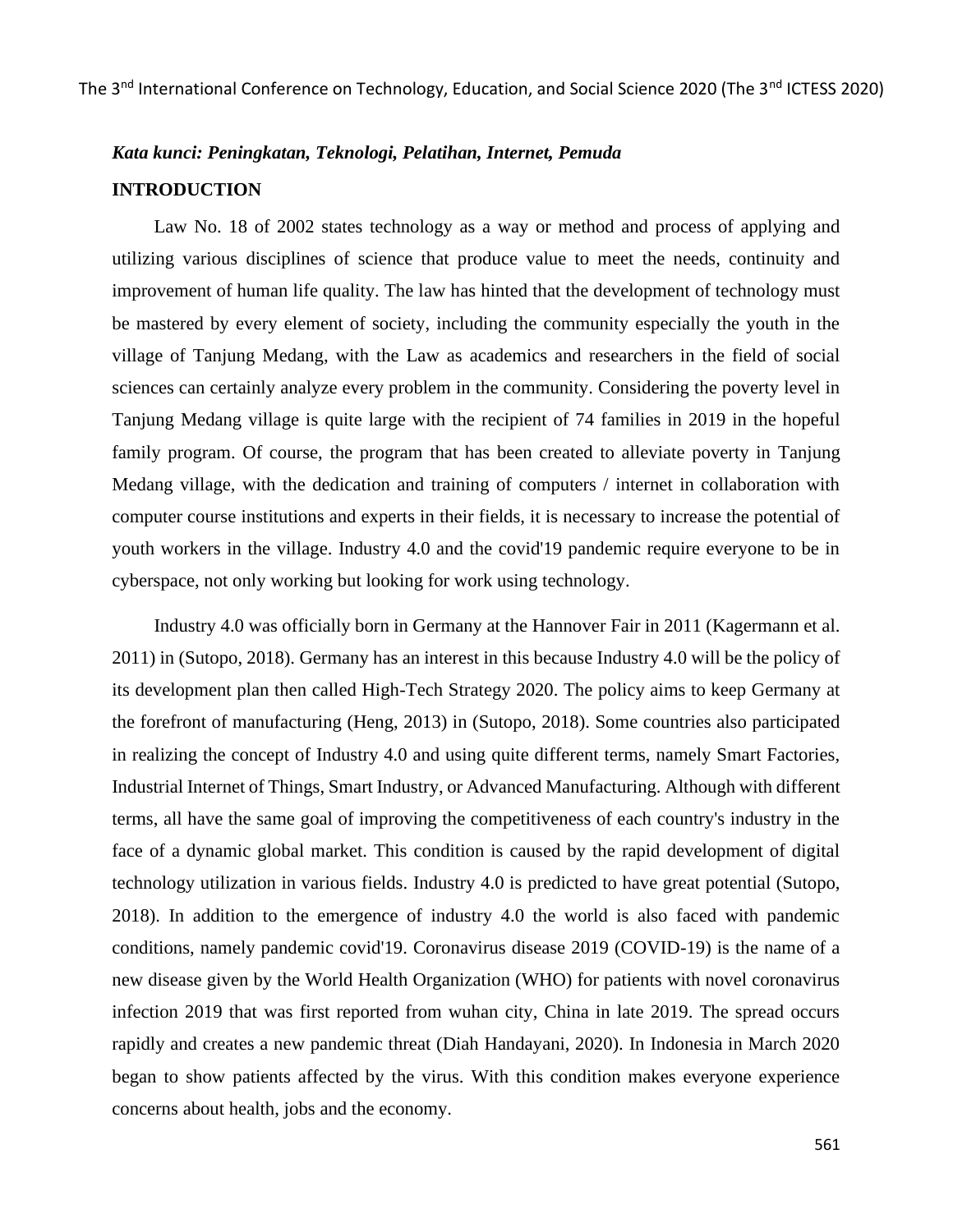***Kata kunci: Peningkatan, Teknologi, Pelatihan, Internet, Pemuda***

## INTRODUCTION

Law No. 18 of 2002 states technology as a way or method and process of applying and utilizing various disciplines of science that produce value to meet the needs, continuity and improvement of human life quality. The law has hinted that the development of technology must be mastered by every element of society, including the community especially the youth in the village of Tanjung Medang, with the Law as academics and researchers in the field of social sciences can certainly analyze every problem in the community. Considering the poverty level in Tanjung Medang village is quite large with the recipient of 74 families in 2019 in the hopeful family program. Of course, the program that has been created to alleviate poverty in Tanjung Medang village, with the dedication and training of computers / internet in collaboration with computer course institutions and experts in their fields, it is necessary to increase the potential of youth workers in the village. Industry 4.0 and the covid'19 pandemic require everyone to be in cyberspace, not only working but looking for work using technology.

Industry 4.0 was officially born in Germany at the Hannover Fair in 2011 (Kagermann et al. 2011) in (Sutopo, 2018). Germany has an interest in this because Industry 4.0 will be the policy of its development plan then called High-Tech Strategy 2020. The policy aims to keep Germany at the forefront of manufacturing (Heng, 2013) in (Sutopo, 2018). Some countries also participated in realizing the concept of Industry 4.0 and using quite different terms, namely Smart Factories, Industrial Internet of Things, Smart Industry, or Advanced Manufacturing. Although with different terms, all have the same goal of improving the competitiveness of each country's industry in the face of a dynamic global market. This condition is caused by the rapid development of digital technology utilization in various fields. Industry 4.0 is predicted to have great potential (Sutopo, 2018). In addition to the emergence of industry 4.0 the world is also faced with pandemic conditions, namely pandemic covid'19. Coronavirus disease 2019 (COVID-19) is the name of a new disease given by the World Health Organization (WHO) for patients with novel coronavirus infection 2019 that was first reported from wuhan city, China in late 2019. The spread occurs rapidly and creates a new pandemic threat (Diah Handayani, 2020). In Indonesia in March 2020 began to show patients affected by the virus. With this condition makes everyone experience concerns about health, jobs and the economy.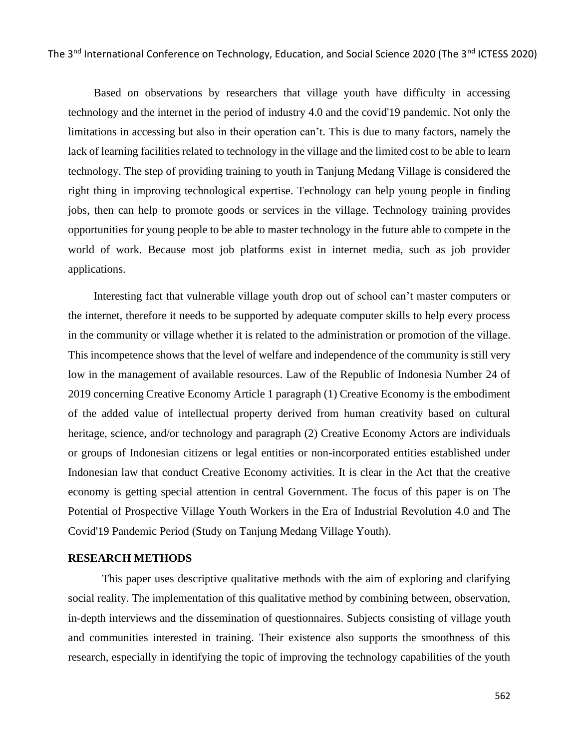Based on observations by researchers that village youth have difficulty in accessing technology and the internet in the period of industry 4.0 and the covid'19 pandemic. Not only the limitations in accessing but also in their operation can't. This is due to many factors, namely the lack of learning facilities related to technology in the village and the limited cost to be able to learn technology. The step of providing training to youth in Tanjung Medang Village is considered the right thing in improving technological expertise. Technology can help young people in finding jobs, then can help to promote goods or services in the village. Technology training provides opportunities for young people to be able to master technology in the future able to compete in the world of work. Because most job platforms exist in internet media, such as job provider applications.

Interesting fact that vulnerable village youth drop out of school can't master computers or the internet, therefore it needs to be supported by adequate computer skills to help every process in the community or village whether it is related to the administration or promotion of the village. This incompetence shows that the level of welfare and independence of the community is still very low in the management of available resources. Law of the Republic of Indonesia Number 24 of 2019 concerning Creative Economy Article 1 paragraph (1) Creative Economy is the embodiment of the added value of intellectual property derived from human creativity based on cultural heritage, science, and/or technology and paragraph (2) Creative Economy Actors are individuals or groups of Indonesian citizens or legal entities or non-incorporated entities established under Indonesian law that conduct Creative Economy activities. It is clear in the Act that the creative economy is getting special attention in central Government. The focus of this paper is on The Potential of Prospective Village Youth Workers in the Era of Industrial Revolution 4.0 and The Covid'19 Pandemic Period (Study on Tanjung Medang Village Youth).

## RESEARCH METHODS

This paper uses descriptive qualitative methods with the aim of exploring and clarifying social reality. The implementation of this qualitative method by combining between, observation, in-depth interviews and the dissemination of questionnaires. Subjects consisting of village youth and communities interested in training. Their existence also supports the smoothness of this research, especially in identifying the topic of improving the technology capabilities of the youth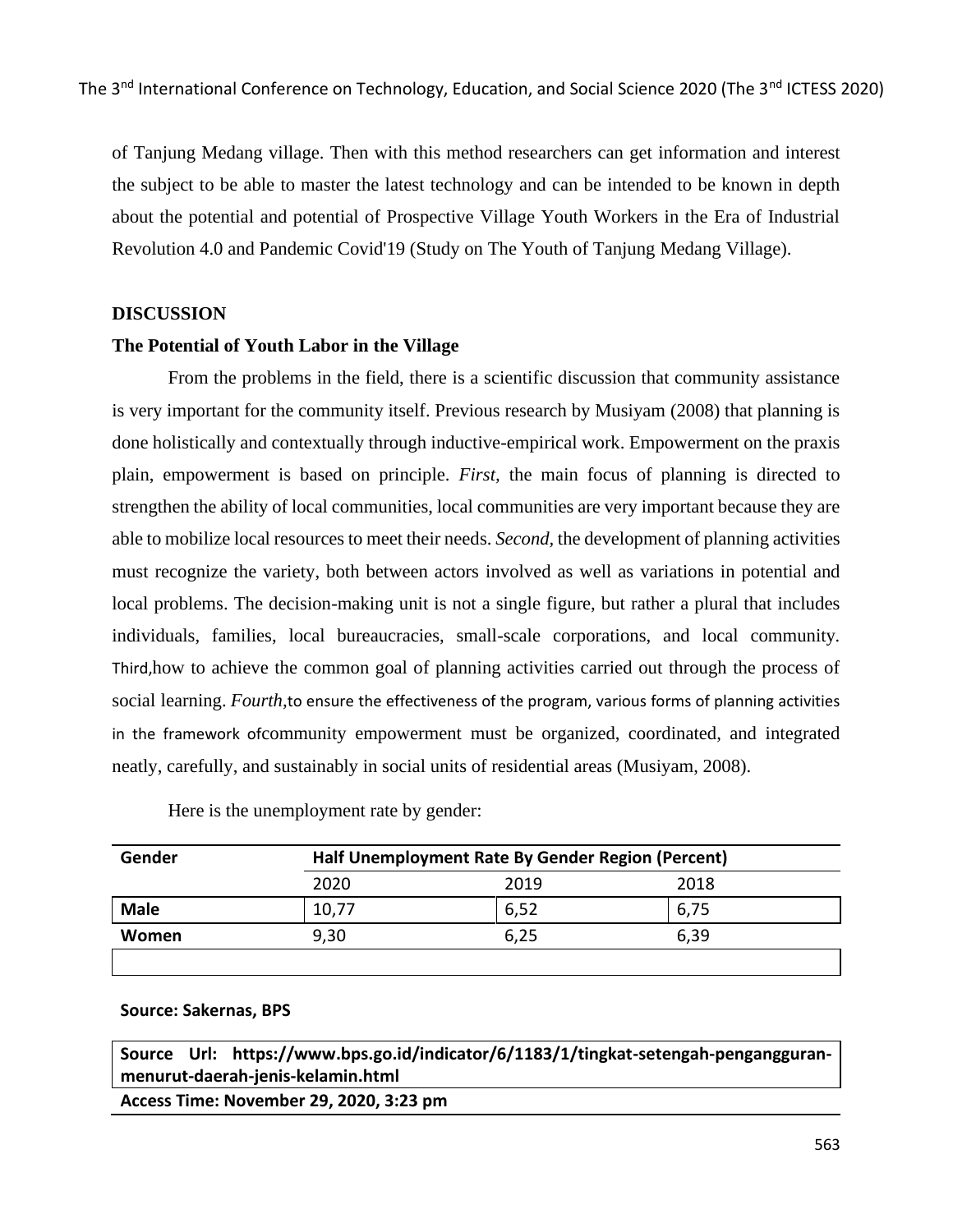of Tanjung Medang village. Then with this method researchers can get information and interest the subject to be able to master the latest technology and can be intended to be known in depth about the potential and potential of Prospective Village Youth Workers in the Era of Industrial Revolution 4.0 and Pandemic Covid'19 (Study on The Youth of Tanjung Medang Village).

## DISCUSSION

### The Potential of Youth Labor in the Village

From the problems in the field, there is a scientific discussion that community assistance is very important for the community itself. Previous research by Musiyam (2008) that planning is done holistically and contextually through inductive-empirical work. Empowerment on the praxis plain, empowerment is based on principle. *First*, the main focus of planning is directed to strengthen the ability of local communities, local communities are very important because they are able to mobilize local resources to meet their needs. *Second*, the development of planning activities must recognize the variety, both between actors involved as well as variations in potential and local problems. The decision-making unit is not a single figure, but rather a plural that includes individuals, families, local bureaucracies, small-scale corporations, and local community. Third,how to achieve the common goal of planning activities carried out through the process of social learning. *Fourth*,to ensure the effectiveness of the program, various forms of planning activities in the framework ofcommunity empowerment must be organized, coordinated, and integrated neatly, carefully, and sustainably in social units of residential areas (Musiyam, 2008).

Here is the unemployment rate by gender:

| Gender | Half Unemployment Rate By Gender Region (Percent) | | |
|---|---|---|---|
| | 2020 | 2019 | 2018 |
| **Male** | 10,77 | 6,52 | 6,75 |
| **Women** | 9,30 | 6,25 | 6,39 |
| | | | |

**Source: Sakernas, BPS**

**Source Url: https://www.bps.go.id/indicator/6/1183/1/tingkat-setengah-pengangguran-menurut-daerah-jenis-kelamin.html**

**Access Time: November 29, 2020, 3:23 pm**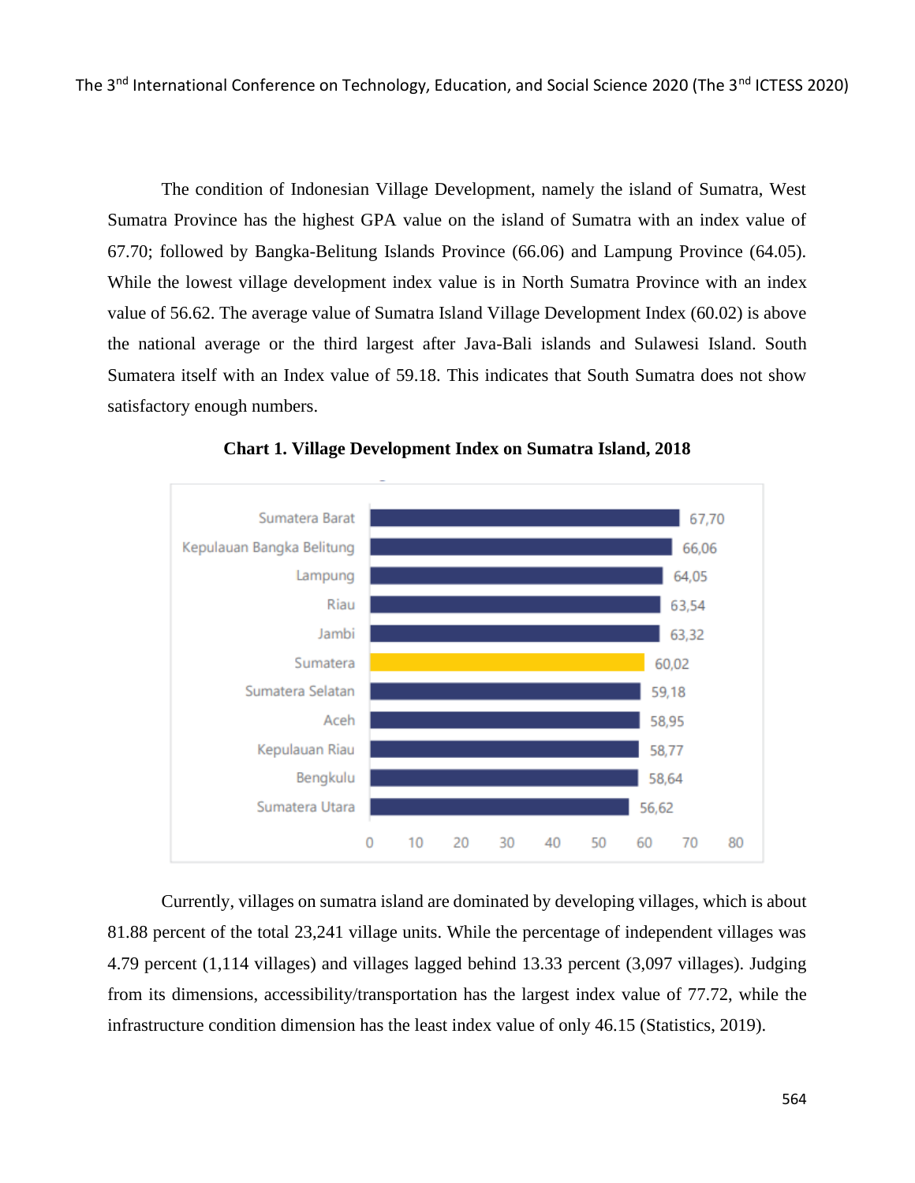The condition of Indonesian Village Development, namely the island of Sumatra, West Sumatra Province has the highest GPA value on the island of Sumatra with an index value of 67.70; followed by Bangka-Belitung Islands Province (66.06) and Lampung Province (64.05). While the lowest village development index value is in North Sumatra Province with an index value of 56.62. The average value of Sumatra Island Village Development Index (60.02) is above the national average or the third largest after Java-Bali islands and Sulawesi Island. South Sumatera itself with an Index value of 59.18. This indicates that South Sumatra does not show satisfactory enough numbers.

**Chart 1. Village Development Index on Sumatra Island, 2018**

| Province | Index |
|---|---|
| Sumatera Barat | 67,70 |
| Kepulauan Bangka Belitung | 66,06 |
| Lampung | 64,05 |
| Riau | 63,54 |
| Jambi | 63,32 |
| Sumatera | 60,02 |
| Sumatera Selatan | 59,18 |
| Aceh | 58,95 |
| Kepulauan Riau | 58,77 |
| Bengkulu | 58,64 |
| Sumatera Utara | 56,62 |

Currently, villages on sumatra island are dominated by developing villages, which is about 81.88 percent of the total 23,241 village units. While the percentage of independent villages was 4.79 percent (1,114 villages) and villages lagged behind 13.33 percent (3,097 villages). Judging from its dimensions, accessibility/transportation has the largest index value of 77.72, while the infrastructure condition dimension has the least index value of only 46.15 (Statistics, 2019).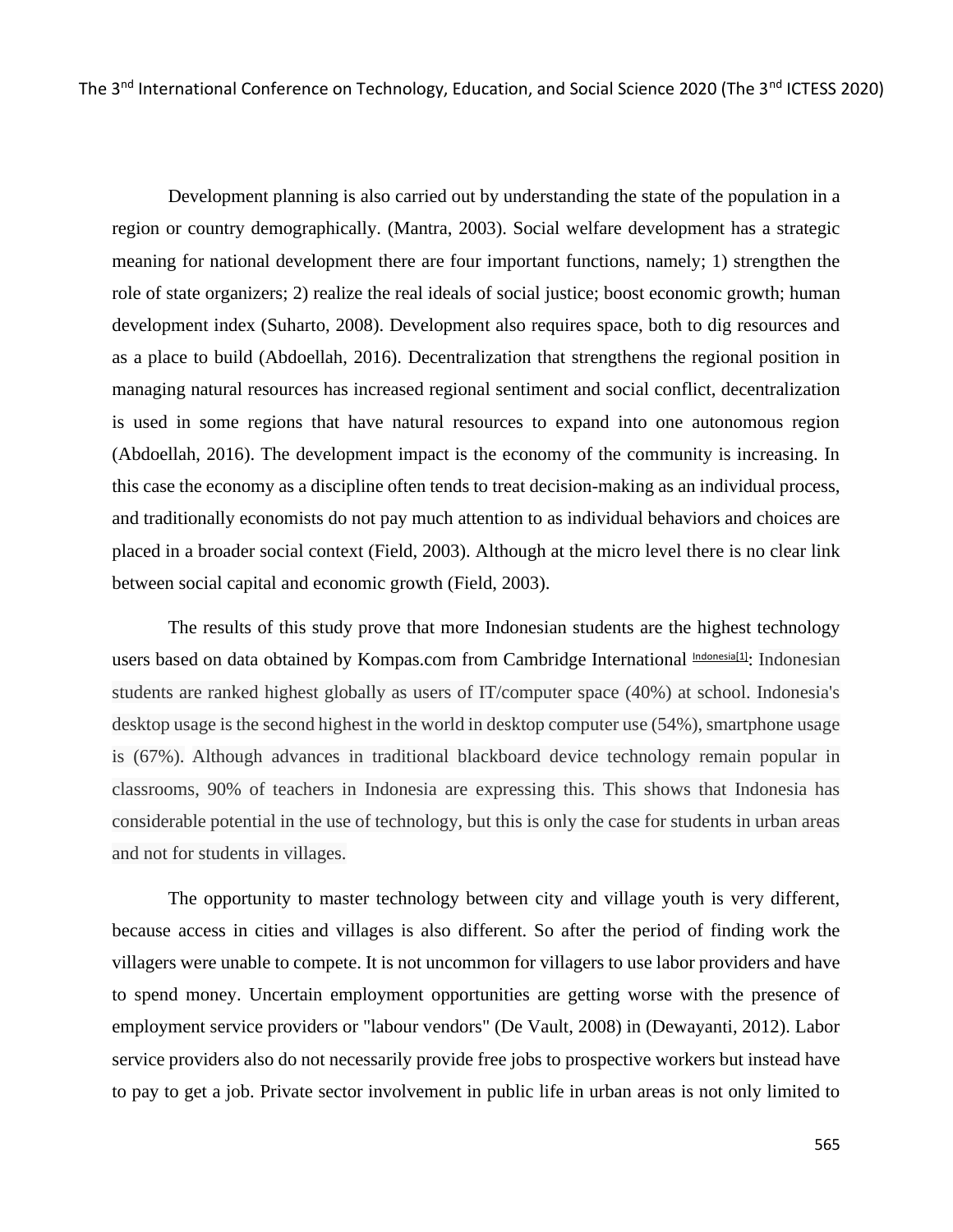Development planning is also carried out by understanding the state of the population in a region or country demographically. (Mantra, 2003). Social welfare development has a strategic meaning for national development there are four important functions, namely; 1) strengthen the role of state organizers; 2) realize the real ideals of social justice; boost economic growth; human development index (Suharto, 2008). Development also requires space, both to dig resources and as a place to build (Abdoellah, 2016). Decentralization that strengthens the regional position in managing natural resources has increased regional sentiment and social conflict, decentralization is used in some regions that have natural resources to expand into one autonomous region (Abdoellah, 2016). The development impact is the economy of the community is increasing. In this case the economy as a discipline often tends to treat decision-making as an individual process, and traditionally economists do not pay much attention to as individual behaviors and choices are placed in a broader social context (Field, 2003). Although at the micro level there is no clear link between social capital and economic growth (Field, 2003).

The results of this study prove that more Indonesian students are the highest technology users based on data obtained by Kompas.com from Cambridge International Indonesia[1]: Indonesian students are ranked highest globally as users of IT/computer space (40%) at school. Indonesia's desktop usage is the second highest in the world in desktop computer use (54%), smartphone usage is (67%). Although advances in traditional blackboard device technology remain popular in classrooms, 90% of teachers in Indonesia are expressing this. This shows that Indonesia has considerable potential in the use of technology, but this is only the case for students in urban areas and not for students in villages.

The opportunity to master technology between city and village youth is very different, because access in cities and villages is also different. So after the period of finding work the villagers were unable to compete. It is not uncommon for villagers to use labor providers and have to spend money. Uncertain employment opportunities are getting worse with the presence of employment service providers or "labour vendors" (De Vault, 2008) in (Dewayanti, 2012). Labor service providers also do not necessarily provide free jobs to prospective workers but instead have to pay to get a job. Private sector involvement in public life in urban areas is not only limited to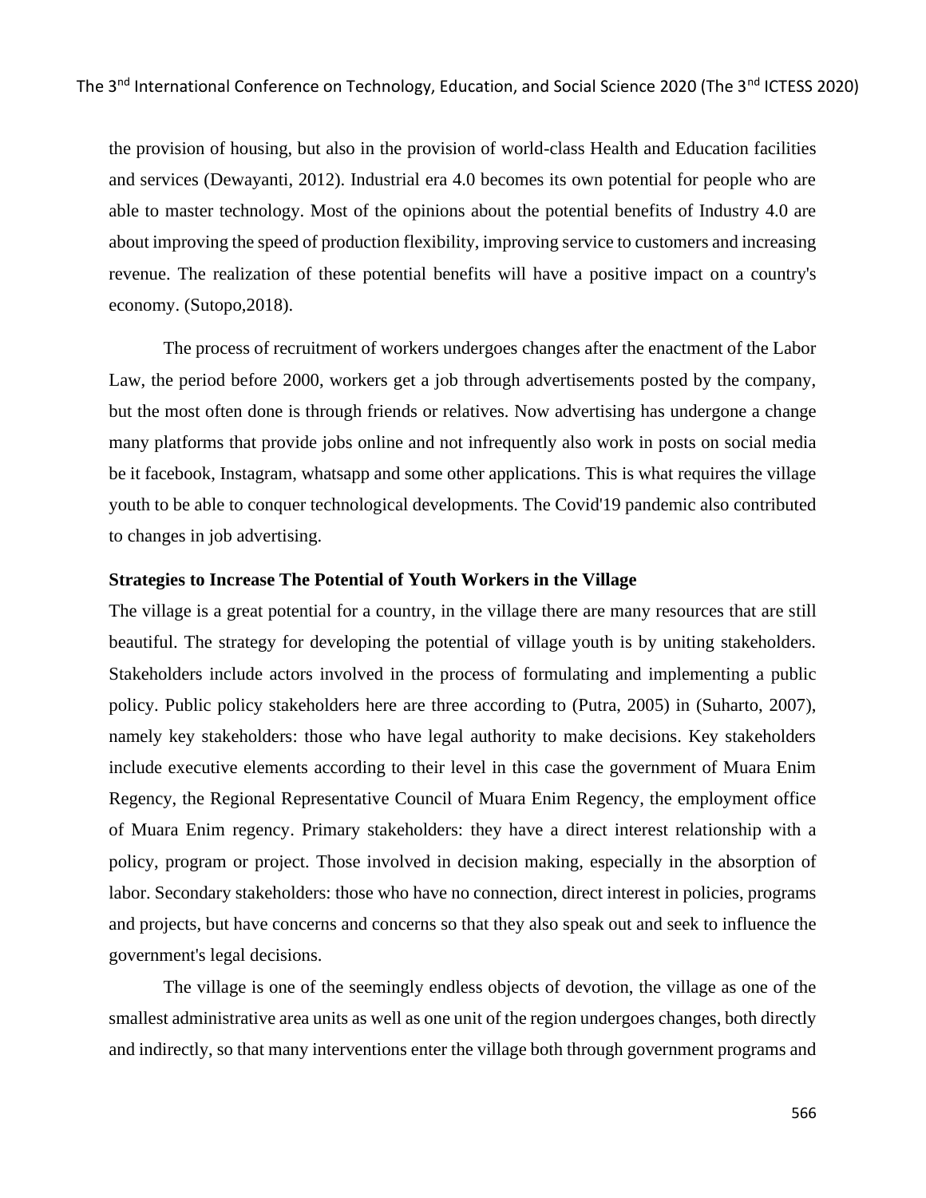the provision of housing, but also in the provision of world-class Health and Education facilities and services (Dewayanti, 2012). Industrial era 4.0 becomes its own potential for people who are able to master technology. Most of the opinions about the potential benefits of Industry 4.0 are about improving the speed of production flexibility, improving service to customers and increasing revenue. The realization of these potential benefits will have a positive impact on a country's economy. (Sutopo,2018).

The process of recruitment of workers undergoes changes after the enactment of the Labor Law, the period before 2000, workers get a job through advertisements posted by the company, but the most often done is through friends or relatives. Now advertising has undergone a change many platforms that provide jobs online and not infrequently also work in posts on social media be it facebook, Instagram, whatsapp and some other applications. This is what requires the village youth to be able to conquer technological developments. The Covid'19 pandemic also contributed to changes in job advertising.

**Strategies to Increase The Potential of Youth Workers in the Village**

The village is a great potential for a country, in the village there are many resources that are still beautiful. The strategy for developing the potential of village youth is by uniting stakeholders. Stakeholders include actors involved in the process of formulating and implementing a public policy. Public policy stakeholders here are three according to (Putra, 2005) in (Suharto, 2007), namely key stakeholders: those who have legal authority to make decisions. Key stakeholders include executive elements according to their level in this case the government of Muara Enim Regency, the Regional Representative Council of Muara Enim Regency, the employment office of Muara Enim regency. Primary stakeholders: they have a direct interest relationship with a policy, program or project. Those involved in decision making, especially in the absorption of labor. Secondary stakeholders: those who have no connection, direct interest in policies, programs and projects, but have concerns and concerns so that they also speak out and seek to influence the government's legal decisions.

The village is one of the seemingly endless objects of devotion, the village as one of the smallest administrative area units as well as one unit of the region undergoes changes, both directly and indirectly, so that many interventions enter the village both through government programs and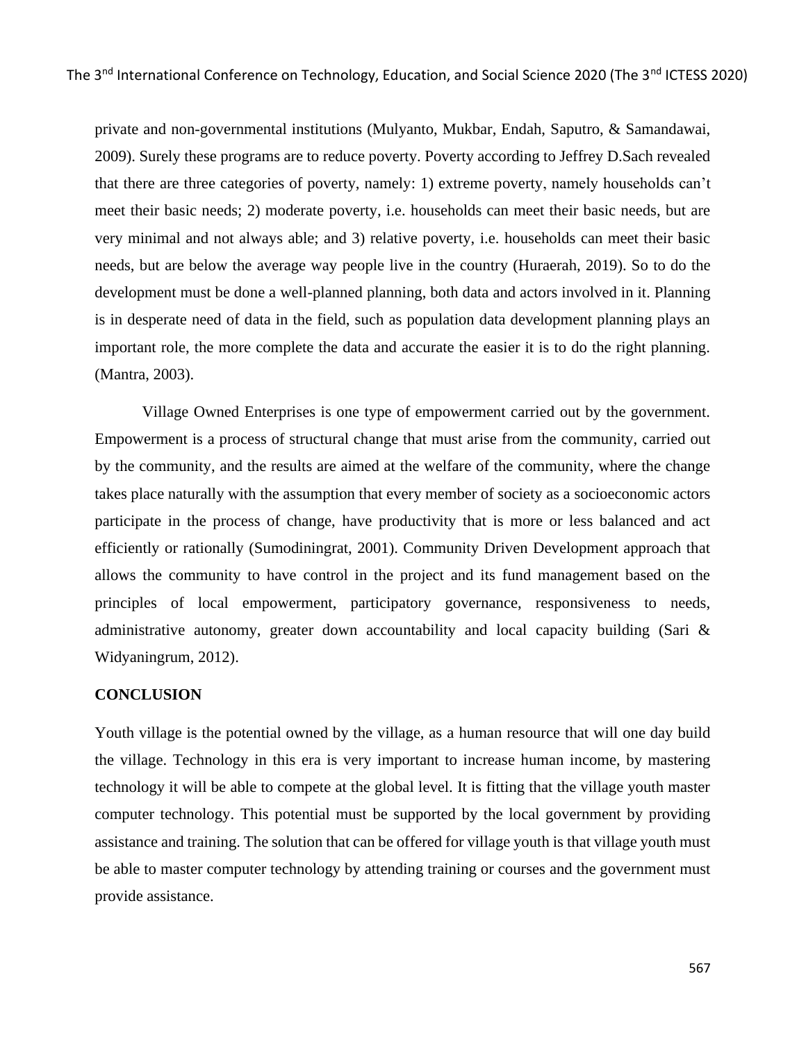private and non-governmental institutions (Mulyanto, Mukbar, Endah, Saputro, & Samandawai, 2009). Surely these programs are to reduce poverty. Poverty according to Jeffrey D.Sach revealed that there are three categories of poverty, namely: 1) extreme poverty, namely households can't meet their basic needs; 2) moderate poverty, i.e. households can meet their basic needs, but are very minimal and not always able; and 3) relative poverty, i.e. households can meet their basic needs, but are below the average way people live in the country (Huraerah, 2019). So to do the development must be done a well-planned planning, both data and actors involved in it. Planning is in desperate need of data in the field, such as population data development planning plays an important role, the more complete the data and accurate the easier it is to do the right planning. (Mantra, 2003).

Village Owned Enterprises is one type of empowerment carried out by the government. Empowerment is a process of structural change that must arise from the community, carried out by the community, and the results are aimed at the welfare of the community, where the change takes place naturally with the assumption that every member of society as a socioeconomic actors participate in the process of change, have productivity that is more or less balanced and act efficiently or rationally (Sumodiningrat, 2001). Community Driven Development approach that allows the community to have control in the project and its fund management based on the principles of local empowerment, participatory governance, responsiveness to needs, administrative autonomy, greater down accountability and local capacity building (Sari & Widyaningrum, 2012).

## CONCLUSION

Youth village is the potential owned by the village, as a human resource that will one day build the village. Technology in this era is very important to increase human income, by mastering technology it will be able to compete at the global level. It is fitting that the village youth master computer technology. This potential must be supported by the local government by providing assistance and training. The solution that can be offered for village youth is that village youth must be able to master computer technology by attending training or courses and the government must provide assistance.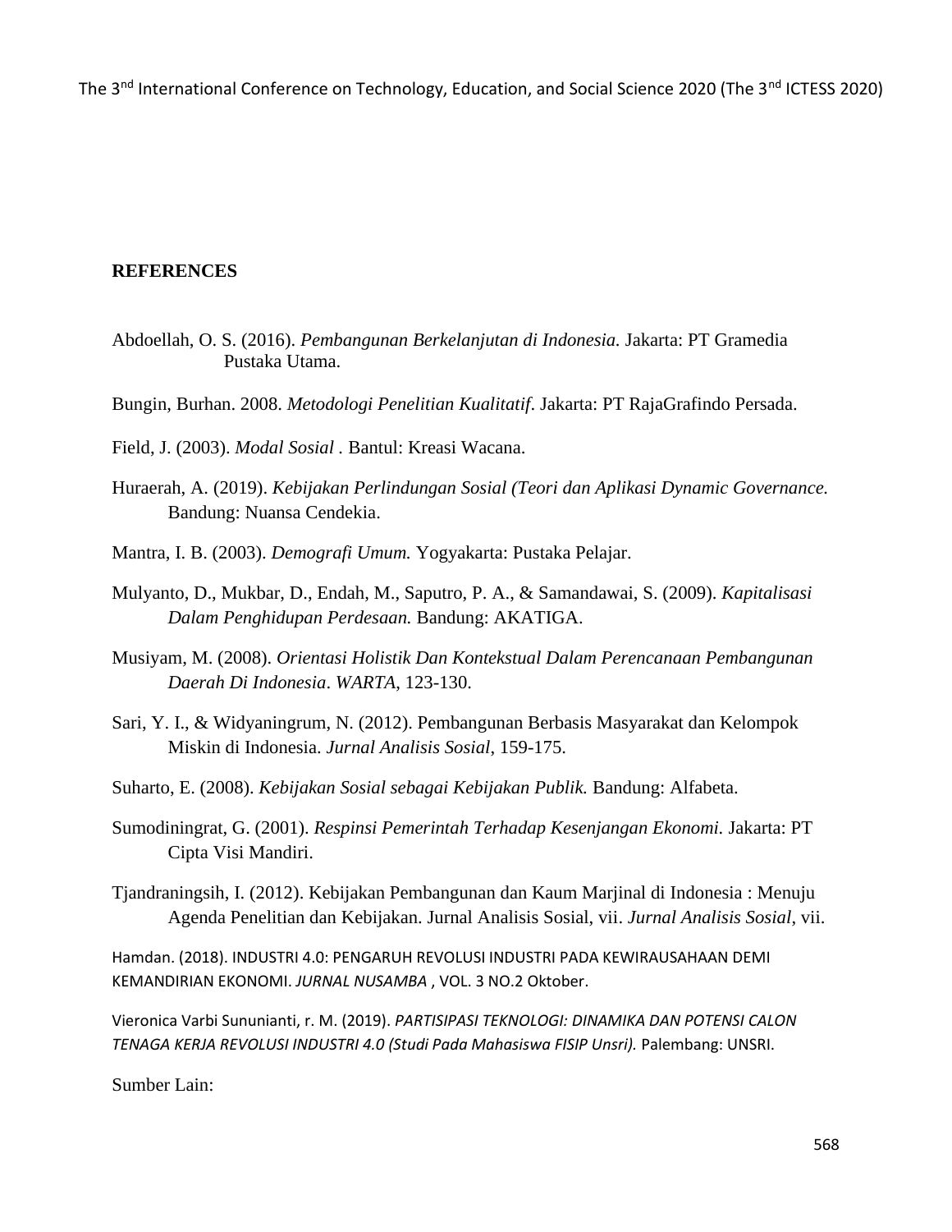**REFERENCES**

Abdoellah, O. S. (2016). *Pembangunan Berkelanjutan di Indonesia.* Jakarta: PT Gramedia Pustaka Utama.

Bungin, Burhan. 2008. *Metodologi Penelitian Kualitatif*. Jakarta: PT RajaGrafindo Persada.

Field, J. (2003). *Modal Sosial* . Bantul: Kreasi Wacana.

Huraerah, A. (2019). *Kebijakan Perlindungan Sosial (Teori dan Aplikasi Dynamic Governance.* Bandung: Nuansa Cendekia.

Mantra, I. B. (2003). *Demografi Umum.* Yogyakarta: Pustaka Pelajar.

Mulyanto, D., Mukbar, D., Endah, M., Saputro, P. A., & Samandawai, S. (2009). *Kapitalisasi Dalam Penghidupan Perdesaan.* Bandung: AKATIGA.

Musiyam, M. (2008). *Orientasi Holistik Dan Kontekstual Dalam Perencanaan Pembangunan Daerah Di Indonesia*. *WARTA*, 123-130.

Sari, Y. I., & Widyaningrum, N. (2012). Pembangunan Berbasis Masyarakat dan Kelompok Miskin di Indonesia. *Jurnal Analisis Sosial*, 159-175.

Suharto, E. (2008). *Kebijakan Sosial sebagai Kebijakan Publik.* Bandung: Alfabeta.

Sumodiningrat, G. (2001). *Respinsi Pemerintah Terhadap Kesenjangan Ekonomi.* Jakarta: PT Cipta Visi Mandiri.

Tjandraningsih, I. (2012). Kebijakan Pembangunan dan Kaum Marjinal di Indonesia : Menuju Agenda Penelitian dan Kebijakan. Jurnal Analisis Sosial, vii. *Jurnal Analisis Sosial*, vii.

Hamdan. (2018). INDUSTRI 4.0: PENGARUH REVOLUSI INDUSTRI PADA KEWIRAUSAHAAN DEMI KEMANDIRIAN EKONOMI. *JURNAL NUSAMBA* , VOL. 3 NO.2 Oktober.

Vieronica Varbi Sununianti, r. M. (2019). *PARTISIPASI TEKNOLOGI: DINAMIKA DAN POTENSI CALON TENAGA KERJA REVOLUSI INDUSTRI 4.0 (Studi Pada Mahasiswa FISIP Unsri).* Palembang: UNSRI.

Sumber Lain: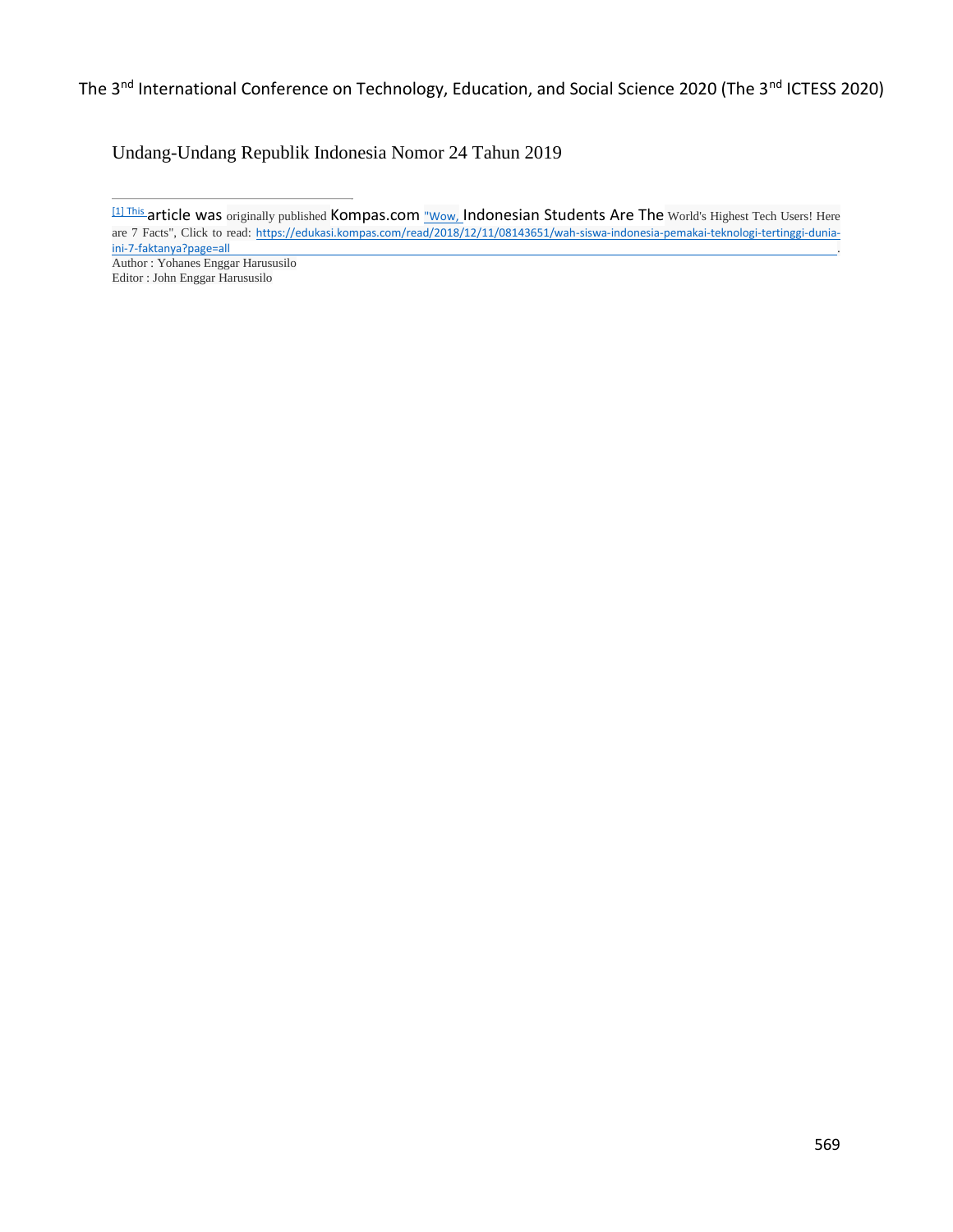Undang-Undang Republik Indonesia Nomor 24 Tahun 2019

---

[1] This article was originally published Kompas.com "Wow, Indonesian Students Are The World's Highest Tech Users! Here are 7 Facts", Click to read: https://edukasi.kompas.com/read/2018/12/11/08143651/wah-siswa-indonesia-pemakai-teknologi-tertinggi-dunia-ini-7-faktanya?page=all.
Author : Yohanes Enggar Harususilo
Editor : John Enggar Harususilo